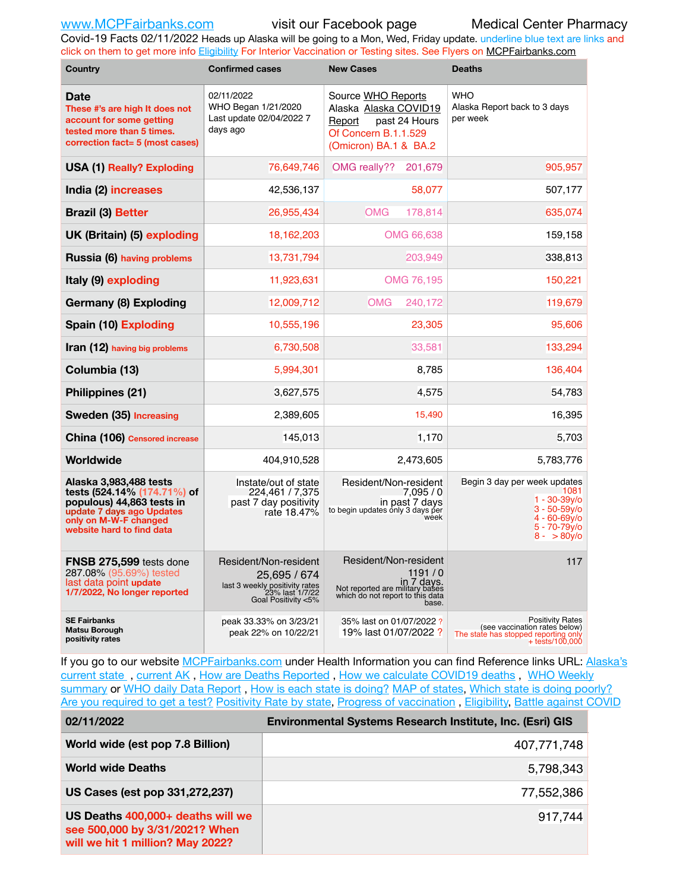www.MCPFairbanks.com visit our Facebook page Medical Center Pharmacy

Covid-19 Facts 02/11/2022 Heads up Alaska will be going to a Mon, Wed, Friday update. underline blue text are links and click on them to get more info Eligibility For Interior Vaccination or Testing sites. See Flyers on MCPFairbanks.com

| Country | Confirmed cases | New Cases | Deaths |
|---|---|---|---|
| **Date** These #'s are high It does not account for some getting tested more than 5 times. correction fact= 5 (most cases) | 02/11/2022 WHO Began 1/21/2020 Last update 02/04/2022 7 days ago | Source WHO Reports Alaska Alaska COVID19 Report past 24 Hours Of Concern B.1.1.529 (Omicron) BA.1 & BA.2 | WHO Alaska Report back to 3 days per week |
| **USA (1)** Really? Exploding | 76,649,746 | OMG really?? 201,679 | 905,957 |
| **India (2)** increases | 42,536,137 | 58,077 | 507,177 |
| **Brazil (3)** Better | 26,955,434 | OMG 178,814 | 635,074 |
| **UK (Britain) (5)** exploding | 18,162,203 | OMG 66,638 | 159,158 |
| **Russia (6)** having problems | 13,731,794 | 203,949 | 338,813 |
| **Italy (9)** exploding | 11,923,631 | OMG 76,195 | 150,221 |
| **Germany (8)** Exploding | 12,009,712 | OMG 240,172 | 119,679 |
| **Spain (10)** Exploding | 10,555,196 | 23,305 | 95,606 |
| **Iran (12)** having big problems | 6,730,508 | 33,581 | 133,294 |
| **Columbia (13)** | 5,994,301 | 8,785 | 136,404 |
| **Philippines (21)** | 3,627,575 | 4,575 | 54,783 |
| **Sweden (35)** Increasing | 2,389,605 | 15,490 | 16,395 |
| **China (106)** Censored increase | 145,013 | 1,170 | 5,703 |
| **Worldwide** | 404,910,528 | 2,473,605 | 5,783,776 |
| **Alaska 3,983,488 tests tests (524.14% (174.71%) of populous) 44,863 tests in** update 7 days ago Updates only on M-W-F changed website hard to find data | Instate/out of state 224,461 / 7,375 past 7 day positivity rate 18.47% | Resident/Non-resident 7,095 / 0 in past 7 days to begin updates only 3 days per week | Begin 3 day per week updates 1081 1 - 30-39y/o 3 - 50-59y/o 4 - 60-69y/o 5 - 70-79y/o 8 - > 80y/o |
| **FNSB 275,599** tests done 287.08% (95.69%) tested last data point update 1/7/2022, No longer reported | Resident/Non-resident 25,695 / 674 last 3 weekly positivity rates 23% last 1/7/22 Goal Positivity <5% | Resident/Non-resident 1191 / 0 in 7 days. Not reported are military bases which do not report to this data base. | 117 |
| **SE Fairbanks Matsu Borough positivity rates** | peak 33.33% on 3/23/21 peak 22% on 10/22/21 | 35% last on 01/07/2022 ? 19% last 01/07/2022 ? | Positivity Rates (see vaccination rates below) The state has stopped reporting only + tests/100,000 |

If you go to our website MCPFairbanks.com under Health Information you can find Reference links URL: Alaska's current state , current AK , How are Deaths Reported , How we calculate COVID19 deaths , WHO Weekly summary or WHO daily Data Report , How is each state is doing? MAP of states, Which state is doing poorly? Are you required to get a test? Positivity Rate by state, Progress of vaccination , Eligibility, Battle against COVID

| 02/11/2022 | Environmental Systems Research Institute, Inc. (Esri) GIS |
|---|---|
| **World wide (est pop 7.8 Billion)** | 407,771,748 |
| **World wide Deaths** | 5,798,343 |
| **US Cases (est pop 331,272,237)** | 77,552,386 |
| **US Deaths** 400,000+ deaths will we see 500,000 by 3/31/2021? When will we hit 1 million? May 2022? | 917,744 |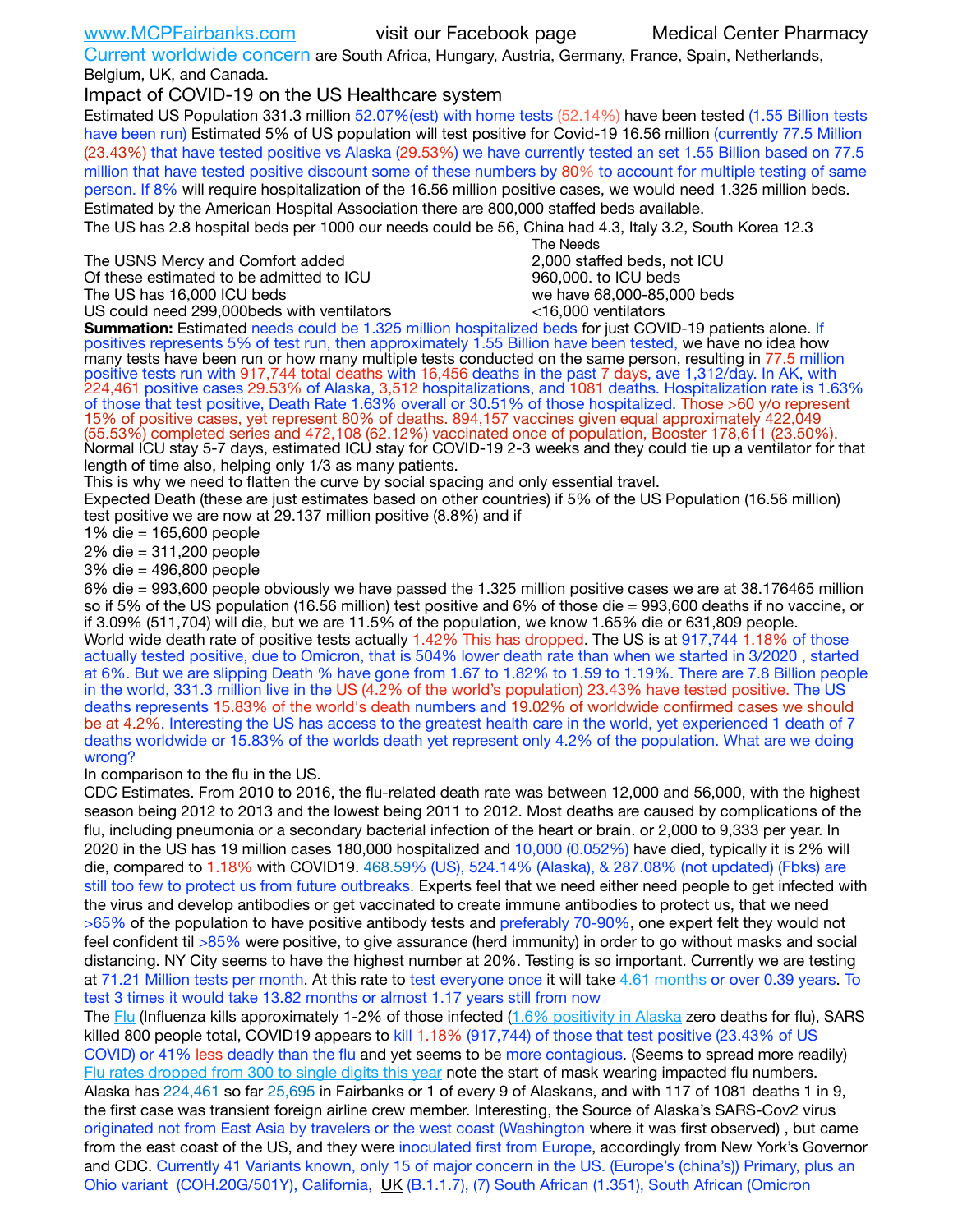www.MCPFairbanks.com visit our Facebook page Medical Center Pharmacy

Current worldwide concern are South Africa, Hungary, Austria, Germany, France, Spain, Netherlands, Belgium, UK, and Canada.

Impact of COVID-19 on the US Healthcare system

Estimated US Population 331.3 million 52.07%(est) with home tests (52.14%) have been tested (1.55 Billion tests have been run) Estimated 5% of US population will test positive for Covid-19 16.56 million (currently 77.5 Million (23.43%) that have tested positive vs Alaska (29.53%) we have currently tested an set 1.55 Billion based on 77.5 million that have tested positive discount some of these numbers by 80% to account for multiple testing of same person. If 8% will require hospitalization of the 16.56 million positive cases, we would need 1.325 million beds. Estimated by the American Hospital Association there are 800,000 staffed beds available.

The US has 2.8 hospital beds per 1000 our needs could be 56, China had 4.3, Italy 3.2, South Korea 12.3

| | The Needs |
|---|---|
| The USNS Mercy and Comfort added | 2,000 staffed beds, not ICU |
| Of these estimated to be admitted to ICU | 960,000. to ICU beds |
| The US has 16,000 ICU beds | we have 68,000-85,000 beds |
| US could need 299,000beds with ventilators | <16,000 ventilators |

**Summation:** Estimated needs could be 1.325 million hospitalized beds for just COVID-19 patients alone. If positives represents 5% of test run, then approximately 1.55 Billion have been tested, we have no idea how many tests have been run or how many multiple tests conducted on the same person, resulting in 77.5 million positive tests run with 917,744 total deaths with 16,456 deaths in the past 7 days, ave 1,312/day. In AK, with 224,461 positive cases 29.53% of Alaska, 3,512 hospitalizations, and 1081 deaths. Hospitalization rate is 1.63% of those that test positive, Death Rate 1.63% overall or 30.51% of those hospitalized. Those >60 y/o represent 15% of positive cases, yet represent 80% of deaths. 894,157 vaccines given equal approximately 422,049 (55.53%) completed series and 472,108 (62.12%) vaccinated once of population, Booster 178,611 (23.50%).

Normal ICU stay 5-7 days, estimated ICU stay for COVID-19 2-3 weeks and they could tie up a ventilator for that length of time also, helping only 1/3 as many patients.

This is why we need to flatten the curve by social spacing and only essential travel.

Expected Death (these are just estimates based on other countries) if 5% of the US Population (16.56 million) test positive we are now at 29.137 million positive (8.8%) and if

1% die = 165,600 people

2% die = 311,200 people

3% die = 496,800 people

6% die = 993,600 people obviously we have passed the 1.325 million positive cases we are at 38.176465 million so if 5% of the US population (16.56 million) test positive and 6% of those die = 993,600 deaths if no vaccine, or if 3.09% (511,704) will die, but we are 11.5% of the population, we know 1.65% die or 631,809 people.

World wide death rate of positive tests actually 1.42% This has dropped. The US is at 917,744 1.18% of those actually tested positive, due to Omicron, that is 504% lower death rate than when we started in 3/2020 , started at 6%. But we are slipping Death % have gone from 1.67 to 1.82% to 1.59 to 1.19%. There are 7.8 Billion people in the world, 331.3 million live in the US (4.2% of the world's population) 23.43% have tested positive. The US deaths represents 15.83% of the world's death numbers and 19.02% of worldwide confirmed cases we should be at 4.2%. Interesting the US has access to the greatest health care in the world, yet experienced 1 death of 7 deaths worldwide or 15.83% of the worlds death yet represent only 4.2% of the population. What are we doing wrong?

In comparison to the flu in the US.

CDC Estimates. From 2010 to 2016, the flu-related death rate was between 12,000 and 56,000, with the highest season being 2012 to 2013 and the lowest being 2011 to 2012. Most deaths are caused by complications of the flu, including pneumonia or a secondary bacterial infection of the heart or brain. or 2,000 to 9,333 per year. In 2020 in the US has 19 million cases 180,000 hospitalized and 10,000 (0.052%) have died, typically it is 2% will die, compared to 1.18% with COVID19. 468.59% (US), 524.14% (Alaska), & 287.08% (not updated) (Fbks) are still too few to protect us from future outbreaks. Experts feel that we need either need people to get infected with the virus and develop antibodies or get vaccinated to create immune antibodies to protect us, that we need >65% of the population to have positive antibody tests and preferably 70-90%, one expert felt they would not feel confident til >85% were positive, to give assurance (herd immunity) in order to go without masks and social distancing. NY City seems to have the highest number at 20%. Testing is so important. Currently we are testing at 71.21 Million tests per month. At this rate to test everyone once it will take 4.61 months or over 0.39 years. To test 3 times it would take 13.82 months or almost 1.17 years still from now

The Flu (Influenza kills approximately 1-2% of those infected (1.6% positivity in Alaska zero deaths for flu), SARS killed 800 people total, COVID19 appears to kill 1.18% (917,744) of those that test positive (23.43% of US COVID) or 41% less deadly than the flu and yet seems to be more contagious. (Seems to spread more readily) Flu rates dropped from 300 to single digits this year note the start of mask wearing impacted flu numbers.

Alaska has 224,461 so far 25,695 in Fairbanks or 1 of every 9 of Alaskans, and with 117 of 1081 deaths 1 in 9, the first case was transient foreign airline crew member. Interesting, the Source of Alaska's SARS-Cov2 virus originated not from East Asia by travelers or the west coast (Washington where it was first observed) , but came from the east coast of the US, and they were inoculated first from Europe, accordingly from New York's Governor and CDC. Currently 41 Variants known, only 15 of major concern in the US. (Europe's (china's)) Primary, plus an Ohio variant (COH.20G/501Y), California, UK (B.1.1.7), (7) South African (1.351), South African (Omicron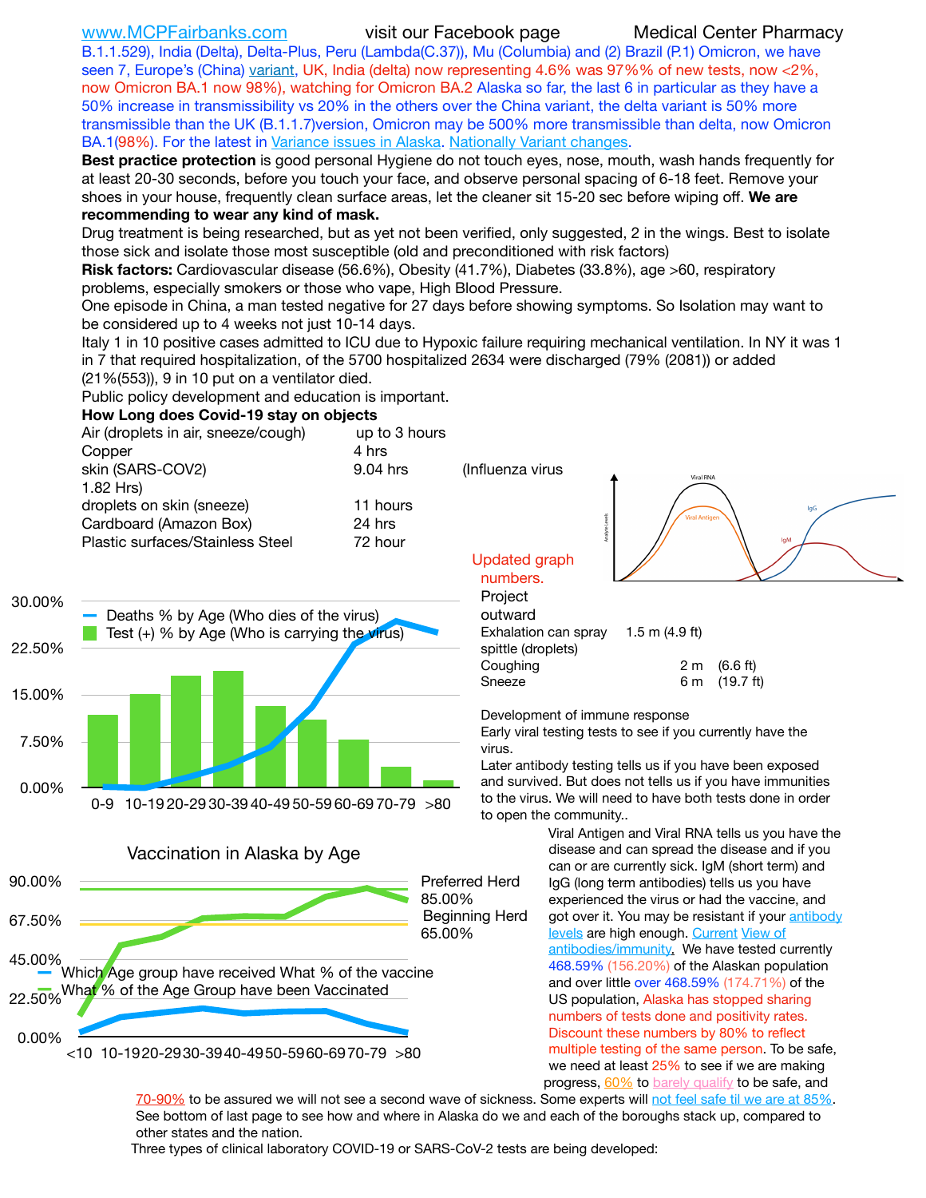www.MCPFairbanks.com visit our Facebook page Medical Center Pharmacy

B.1.1.529), India (Delta), Delta-Plus, Peru (Lambda(C.37)), Mu (Columbia) and (2) Brazil (P.1) Omicron, we have seen 7, Europe's (China) variant, UK, India (delta) now representing 4.6% was 97%% of new tests, now <2%, now Omicron BA.1 now 98%), watching for Omicron BA.2 Alaska so far, the last 6 in particular as they have a 50% increase in transmissibility vs 20% in the others over the China variant, the delta variant is 50% more transmissible than the UK (B.1.1.7)version, Omicron may be 500% more transmissible than delta, now Omicron BA.1(98%). For the latest in Variance issues in Alaska. Nationally Variant changes.

**Best practice protection** is good personal Hygiene do not touch eyes, nose, mouth, wash hands frequently for at least 20-30 seconds, before you touch your face, and observe personal spacing of 6-18 feet. Remove your shoes in your house, frequently clean surface areas, let the cleaner sit 15-20 sec before wiping off. **We are recommending to wear any kind of mask.**

Drug treatment is being researched, but as yet not been verified, only suggested, 2 in the wings. Best to isolate those sick and isolate those most susceptible (old and preconditioned with risk factors)

**Risk factors:** Cardiovascular disease (56.6%), Obesity (41.7%), Diabetes (33.8%), age >60, respiratory problems, especially smokers or those who vape, High Blood Pressure.

One episode in China, a man tested negative for 27 days before showing symptoms. So Isolation may want to be considered up to 4 weeks not just 10-14 days.

Italy 1 in 10 positive cases admitted to ICU due to Hypoxic failure requiring mechanical ventilation. In NY it was 1 in 7 that required hospitalization, of the 5700 hospitalized 2634 were discharged (79% (2081)) or added (21%(553)), 9 in 10 put on a ventilator died.

Public policy development and education is important.

**How Long does Covid-19 stay on objects**

| Object | Duration |
|---|---|
| Air (droplets in air, sneeze/cough) | up to 3 hours |
| Copper | 4 hrs |
| skin (SARS-COV2) | 9.04 hrs (Influenza virus 1.82 Hrs) |
| droplets on skin (sneeze) | 11 hours |
| Cardboard (Amazon Box) | 24 hrs |
| Plastic surfaces/Stainless Steel | 72 hour |

Updated graph numbers.

Project outward

| | | |
|---|---|---|
| Exhalation can spray spittle (droplets) | 1.5 m | (4.9 ft) |
| Coughing | 2 m | (6.6 ft) |
| Sneeze | 6 m | (19.7 ft) |

Deaths % by Age (Who dies of the virus) / Test (+) % by Age (Who is carrying the virus) — age groups 0-9, 10-19, 20-29, 30-39, 40-49, 50-59, 60-69, 70-79, >80

Development of immune response

Early viral testing tests to see if you currently have the virus.

Later antibody testing tells us if you have been exposed and survived. But does not tells us if you have immunities to the virus. We will need to have both tests done in order to open the community..

Viral Antigen and Viral RNA tells us you have the disease and can spread the disease and if you can or are currently sick. IgM (short term) and IgG (long term antibodies) tells us you have experienced the virus or had the vaccine, and got over it. You may be resistant if your antibody levels are high enough. Current View of antibodies/immunity. We have tested currently 468.59% (156.20%) of the Alaskan population and over little over 468.59% (174.71%) of the US population, Alaska has stopped sharing numbers of tests done and positivity rates. Discount these numbers by 80% to reflect multiple testing of the same person. To be safe, we need at least 25% to see if we are making progress, 60% to barely qualify to be safe, and 70-90% to be assured we will not see a second wave of sickness. Some experts will not feel safe til we are at 85%.

**Vaccination in Alaska by Age**

Which Age group have received What % of the vaccine / What % of the Age Group have been Vaccinated — age groups <10, 10-19, 20-29, 30-39, 40-49, 50-59, 60-69, 70-79, >80

Preferred Herd 85.00%

Beginning Herd 65.00%

See bottom of last page to see how and where in Alaska do we and each of the boroughs stack up, compared to other states and the nation.

Three types of clinical laboratory COVID-19 or SARS-CoV-2 tests are being developed: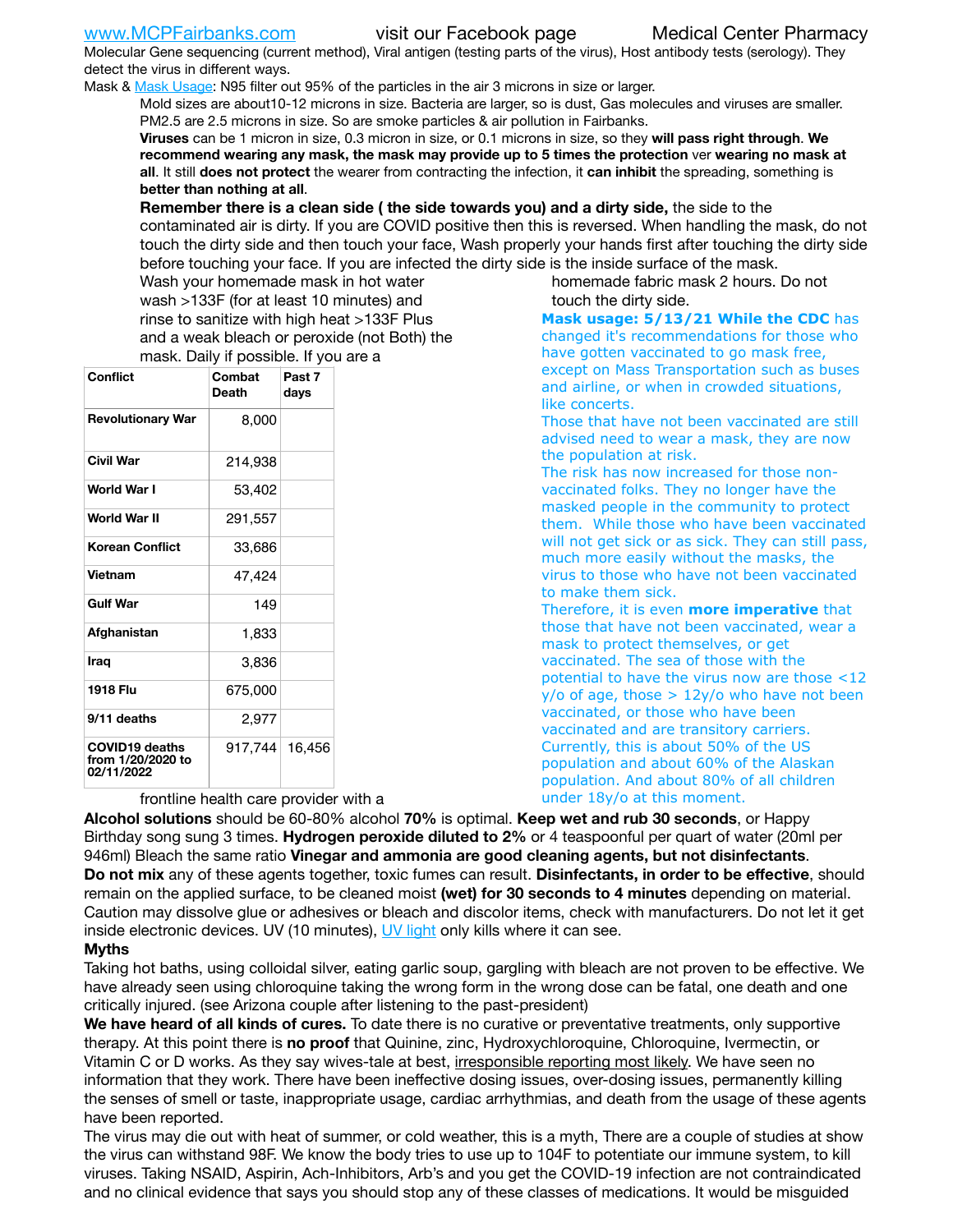www.MCPFairbanks.com visit our Facebook page Medical Center Pharmacy

Molecular Gene sequencing (current method), Viral antigen (testing parts of the virus), Host antibody tests (serology). They detect the virus in different ways.

Mask & Mask Usage: N95 filter out 95% of the particles in the air 3 microns in size or larger.

Mold sizes are about10-12 microns in size. Bacteria are larger, so is dust, Gas molecules and viruses are smaller. PM2.5 are 2.5 microns in size. So are smoke particles & air pollution in Fairbanks.

**Viruses** can be 1 micron in size, 0.3 micron in size, or 0.1 microns in size, so they **will pass right through**. **We recommend wearing any mask, the mask may provide up to 5 times the protection** ver **wearing no mask at all**. It still **does not protect** the wearer from contracting the infection, it **can inhibit** the spreading, something is **better than nothing at all**.

**Remember there is a clean side ( the side towards you) and a dirty side,** the side to the contaminated air is dirty. If you are COVID positive then this is reversed. When handling the mask, do not touch the dirty side and then touch your face, Wash properly your hands first after touching the dirty side before touching your face. If you are infected the dirty side is the inside surface of the mask.

Wash your homemade mask in hot water wash >133F (for at least 10 minutes) and rinse to sanitize with high heat >133F Plus and a weak bleach or peroxide (not Both) the mask. Daily if possible. If you are a frontline health care provider with a homemade fabric mask 2 hours. Do not touch the dirty side.

| Conflict | Combat Death | Past 7 days |
|---|---|---|
| Revolutionary War | 8,000 | |
| Civil War | 214,938 | |
| World War I | 53,402 | |
| World War II | 291,557 | |
| Korean Conflict | 33,686 | |
| Vietnam | 47,424 | |
| Gulf War | 149 | |
| Afghanistan | 1,833 | |
| Iraq | 3,836 | |
| 1918 Flu | 675,000 | |
| 9/11 deaths | 2,977 | |
| COVID19 deaths from 1/20/2020 to 02/11/2022 | 917,744 | 16,456 |

**Mask usage: 5/13/21 While the CDC** has changed it's recommendations for those who have gotten vaccinated to go mask free, except on Mass Transportation such as buses and airline, or when in crowded situations, like concerts.

Those that have not been vaccinated are still advised need to wear a mask, they are now the population at risk.

The risk has now increased for those non-vaccinated folks. They no longer have the masked people in the community to protect them. While those who have been vaccinated will not get sick or as sick. They can still pass, much more easily without the masks, the virus to those who have not been vaccinated to make them sick.

Therefore, it is even **more imperative** that those that have not been vaccinated, wear a mask to protect themselves, or get vaccinated. The sea of those with the potential to have the virus now are those <12 y/o of age, those > 12y/o who have not been vaccinated, or those who have been vaccinated and are transitory carriers. Currently, this is about 50% of the US population and about 60% of the Alaskan population. And about 80% of all children under 18y/o at this moment.

**Alcohol solutions** should be 60-80% alcohol **70%** is optimal. **Keep wet and rub 30 seconds**, or Happy Birthday song sung 3 times. **Hydrogen peroxide diluted to 2%** or 4 teaspoonful per quart of water (20ml per 946ml) Bleach the same ratio **Vinegar and ammonia are good cleaning agents, but not disinfectants**.

**Do not mix** any of these agents together, toxic fumes can result. **Disinfectants, in order to be effective**, should remain on the applied surface, to be cleaned moist **(wet) for 30 seconds to 4 minutes** depending on material. Caution may dissolve glue or adhesives or bleach and discolor items, check with manufacturers. Do not let it get inside electronic devices. UV (10 minutes), UV light only kills where it can see.

**Myths**

Taking hot baths, using colloidal silver, eating garlic soup, gargling with bleach are not proven to be effective. We have already seen using chloroquine taking the wrong form in the wrong dose can be fatal, one death and one critically injured. (see Arizona couple after listening to the past-president)

**We have heard of all kinds of cures.** To date there is no curative or preventative treatments, only supportive therapy. At this point there is **no proof** that Quinine, zinc, Hydroxychloroquine, Chloroquine, Ivermectin, or Vitamin C or D works. As they say wives-tale at best, irresponsible reporting most likely. We have seen no information that they work. There have been ineffective dosing issues, over-dosing issues, permanently killing the senses of smell or taste, inappropriate usage, cardiac arrhythmias, and death from the usage of these agents have been reported.

The virus may die out with heat of summer, or cold weather, this is a myth, There are a couple of studies at show the virus can withstand 98F. We know the body tries to use up to 104F to potentiate our immune system, to kill viruses. Taking NSAID, Aspirin, Ach-Inhibitors, Arb's and you get the COVID-19 infection are not contraindicated and no clinical evidence that says you should stop any of these classes of medications. It would be misguided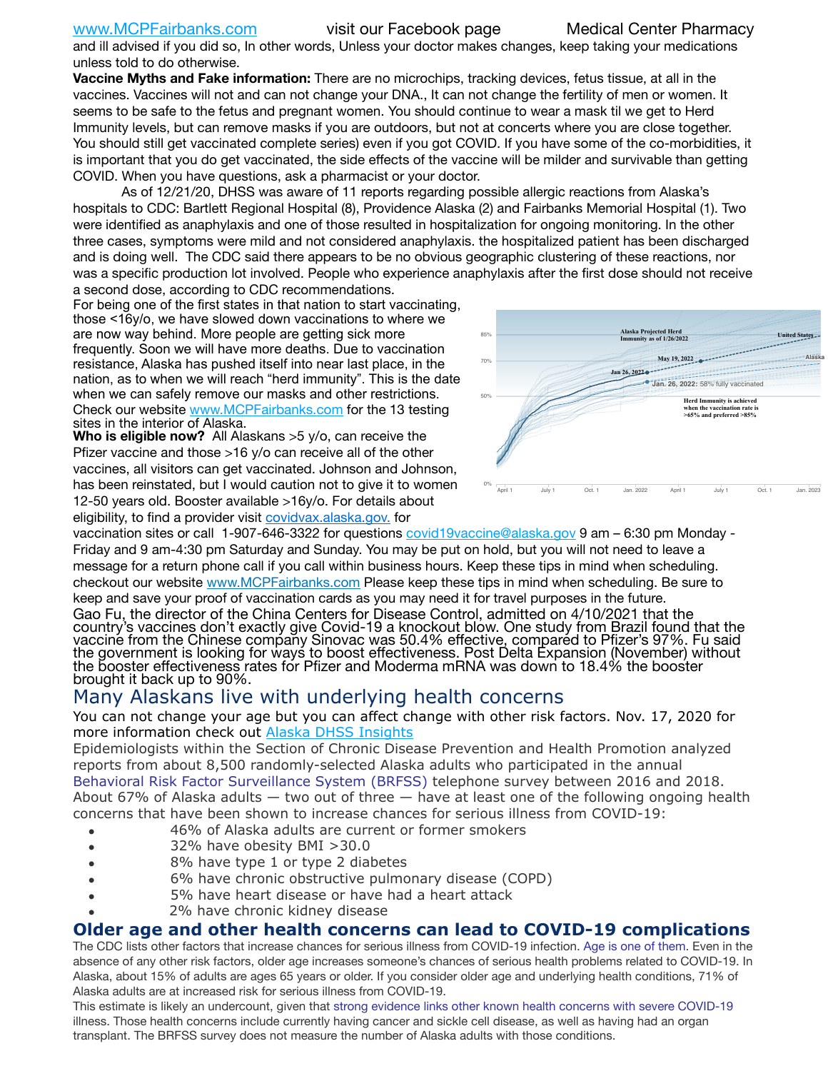and ill advised if you did so, In other words, Unless your doctor makes changes, keep taking your medications unless told to do otherwise.

**Vaccine Myths and Fake information:** There are no microchips, tracking devices, fetus tissue, at all in the vaccines. Vaccines will not and can not change your DNA., It can not change the fertility of men or women. It seems to be safe to the fetus and pregnant women. You should continue to wear a mask til we get to Herd Immunity levels, but can remove masks if you are outdoors, but not at concerts where you are close together. You should still get vaccinated complete series) even if you got COVID. If you have some of the co-morbidities, it is important that you do get vaccinated, the side effects of the vaccine will be milder and survivable than getting COVID. When you have questions, ask a pharmacist or your doctor.

As of 12/21/20, DHSS was aware of 11 reports regarding possible allergic reactions from Alaska's hospitals to CDC: Bartlett Regional Hospital (8), Providence Alaska (2) and Fairbanks Memorial Hospital (1). Two were identified as anaphylaxis and one of those resulted in hospitalization for ongoing monitoring. In the other three cases, symptoms were mild and not considered anaphylaxis. the hospitalized patient has been discharged and is doing well. The CDC said there appears to be no obvious geographic clustering of these reactions, nor was a specific production lot involved. People who experience anaphylaxis after the first dose should not receive a second dose, according to CDC recommendations.

For being one of the first states in that nation to start vaccinating, those <16y/o, we have slowed down vaccinations to where we are now way behind. More people are getting sick more frequently. Soon we will have more deaths. Due to vaccination resistance, Alaska has pushed itself into near last place, in the nation, as to when we will reach "herd immunity". This is the date when we can safely remove our masks and other restrictions. Check our website www.MCPFairbanks.com for the 13 testing sites in the interior of Alaska.

**Who is eligible now?** All Alaskans >5 y/o, can receive the Pfizer vaccine and those >16 y/o can receive all of the other vaccines, all visitors can get vaccinated. Johnson and Johnson, has been reinstated, but I would caution not to give it to women 12-50 years old. Booster available >16y/o. For details about eligibility, to find a provider visit covidvax.alaska.gov. for vaccination sites or call 1-907-646-3322 for questions covid19vaccine@alaska.gov 9 am – 6:30 pm Monday - Friday and 9 am-4:30 pm Saturday and Sunday. You may be put on hold, but you will not need to leave a message for a return phone call if you call within business hours. Keep these tips in mind when scheduling. checkout our website www.MCPFairbanks.com Please keep these tips in mind when scheduling. Be sure to keep and save your proof of vaccination cards as you may need it for travel purposes in the future.

Gao Fu, the director of the China Centers for Disease Control, admitted on 4/10/2021 that the country's vaccines don't exactly give Covid-19 a knockout blow. One study from Brazil found that the vaccine from the Chinese company Sinovac was 50.4% effective, compared to Pfizer's 97%. Fu said the government is looking for ways to boost effectiveness. Post Delta Expansion (November) without the booster effectiveness rates for Pfizer and Moderma mRNA was down to 18.4% the booster brought it back up to 90%.

## Many Alaskans live with underlying health concerns

You can not change your age but you can affect change with other risk factors. Nov. 17, 2020 for more information check out Alaska DHSS Insights

Epidemiologists within the Section of Chronic Disease Prevention and Health Promotion analyzed reports from about 8,500 randomly-selected Alaska adults who participated in the annual Behavioral Risk Factor Surveillance System (BRFSS) telephone survey between 2016 and 2018. About 67% of Alaska adults — two out of three — have at least one of the following ongoing health concerns that have been shown to increase chances for serious illness from COVID-19:

- 46% of Alaska adults are current or former smokers
- 32% have obesity BMI >30.0
- 8% have type 1 or type 2 diabetes
- 6% have chronic obstructive pulmonary disease (COPD)
- 5% have heart disease or have had a heart attack
- 2% have chronic kidney disease

## Older age and other health concerns can lead to COVID-19 complications

The CDC lists other factors that increase chances for serious illness from COVID-19 infection. Age is one of them. Even in the absence of any other risk factors, older age increases someone's chances of serious health problems related to COVID-19. In Alaska, about 15% of adults are ages 65 years or older. If you consider older age and underlying health conditions, 71% of Alaska adults are at increased risk for serious illness from COVID-19.

This estimate is likely an undercount, given that strong evidence links other known health concerns with severe COVID-19 illness. Those health concerns include currently having cancer and sickle cell disease, as well as having had an organ transplant. The BRFSS survey does not measure the number of Alaska adults with those conditions.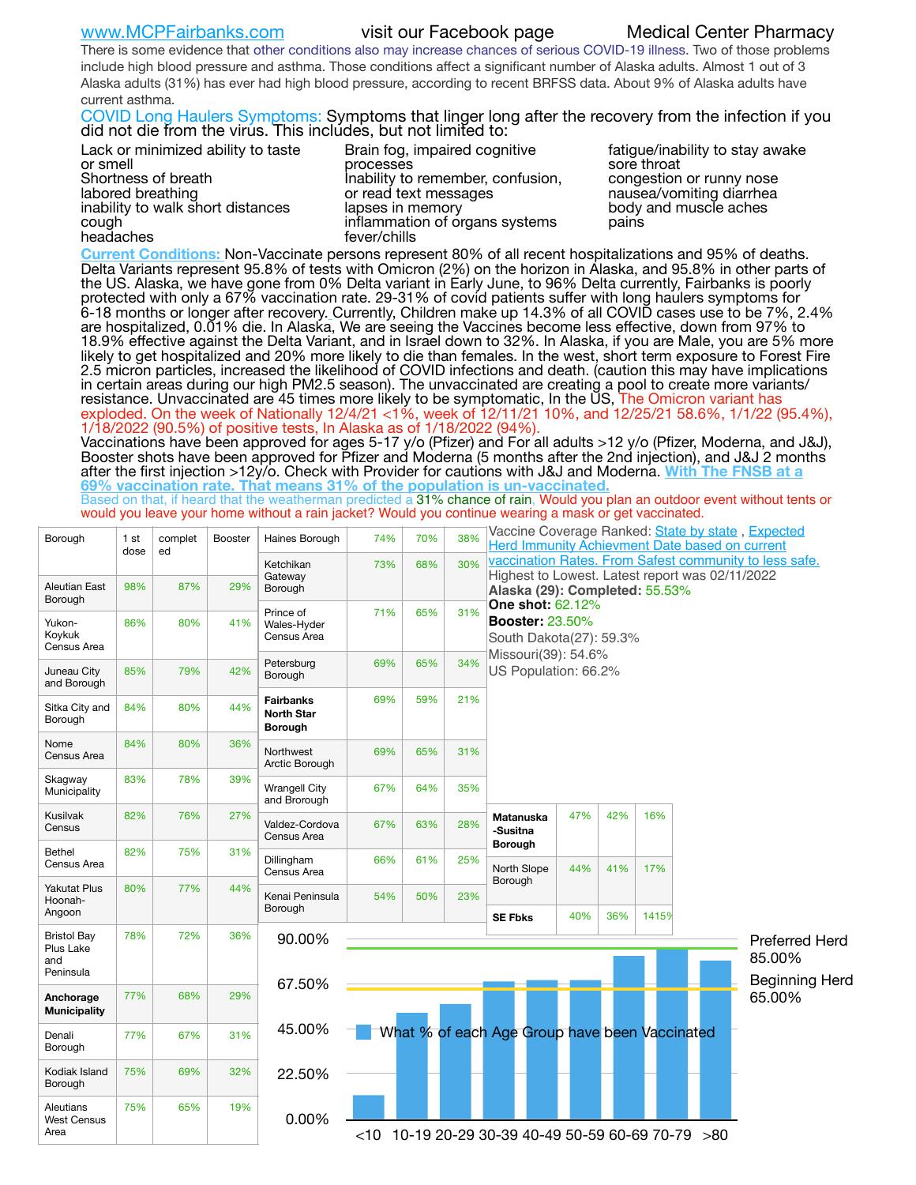www.MCPFairbanks.com visit our Facebook page Medical Center Pharmacy

There is some evidence that other conditions also may increase chances of serious COVID-19 illness. Two of those problems include high blood pressure and asthma. Those conditions affect a significant number of Alaska adults. Almost 1 out of 3 Alaska adults (31%) has ever had high blood pressure, according to recent BRFSS data. About 9% of Alaska adults have current asthma.

COVID Long Haulers Symptoms: Symptoms that linger long after the recovery from the infection if you did not die from the virus. This includes, but not limited to:

- Lack or minimized ability to taste or smell
- Shortness of breath
- labored breathing
- inability to walk short distances
- cough
- headaches
- Brain fog, impaired cognitive processes
- Inability to remember, confusion, or read text messages
- lapses in memory
- inflammation of organs systems
- fever/chills
- fatigue/inability to stay awake
- sore throat
- congestion or runny nose
- nausea/vomiting diarrhea
- body and muscle aches
- pains

**Current Conditions:** Non-Vaccinate persons represent 80% of all recent hospitalizations and 95% of deaths. Delta Variants represent 95.8% of tests with Omicron (2%) on the horizon in Alaska, and 95.8% in other parts of the US. Alaska, we have gone from 0% Delta variant in Early June, to 96% Delta currently, Fairbanks is poorly protected with only a 67% vaccination rate. 29-31% of covid patients suffer with long haulers symptoms for 6-18 months or longer after recovery. Currently, Children make up 14.3% of all COVID cases use to be 7%, 2.4% are hospitalized, 0.01% die. In Alaska, We are seeing the Vaccines become less effective, down from 97% to 18.9% effective against the Delta Variant, and in Israel down to 32%. In Alaska, if you are Male, you are 5% more likely to get hospitalized and 20% more likely to die than females. In the west, short term exposure to Forest Fire 2.5 micron particles, increased the likelihood of COVID infections and death. (caution this may have implications in certain areas during our high PM2.5 season). The unvaccinated are creating a pool to create more variants/resistance. Unvaccinated are 45 times more likely to be symptomatic, In the US, The Omicron variant has exploded. On the week of Nationally 12/4/21 <1%, week of 12/11/21 10%, and 12/25/21 58.6%, 1/1/22 (95.4%), 1/18/2022 (90.5%) of positive tests, In Alaska as of 1/18/2022 (94%).

Vaccinations have been approved for ages 5-17 y/o (Pfizer) and For all adults >12 y/o (Pfizer, Moderna, and J&J), Booster shots have been approved for Pfizer and Moderna (5 months after the 2nd injection), and J&J 2 months after the first injection >12y/o. Check with Provider for cautions with J&J and Moderna. **With The FNSB at a 69% vaccination rate. That means 31% of the population is un-vaccinated.**

Based on that, if heard that the weatherman predicted a 31% chance of rain, Would you plan an outdoor event without tents or would you leave your home without a rain jacket? Would you continue wearing a mask or get vaccinated.

| Borough | 1 st dose | completed | Booster |
|---|---|---|---|
| Aleutian East Borough | 98% | 87% | 29% |
| Yukon-Koykuk Census Area | 86% | 80% | 41% |
| Juneau City and Borough | 85% | 79% | 42% |
| Sitka City and Borough | 84% | 80% | 44% |
| Nome Census Area | 84% | 80% | 36% |
| Skagway Municipality | 83% | 78% | 39% |
| Kusilvak Census | 82% | 76% | 27% |
| Bethel Census Area | 82% | 75% | 31% |
| Yakutat Plus Hoonah-Angoon | 80% | 77% | 44% |
| Bristol Bay Plus Lake and Peninsula | 78% | 72% | 36% |
| **Anchorage Municipality** | 77% | 68% | 29% |
| Denali Borough | 77% | 67% | 31% |
| Kodiak Island Borough | 75% | 69% | 32% |
| Aleutians West Census Area | 75% | 65% | 19% |
| Haines Borough | 74% | 70% | 38% |
| Ketchikan Gateway Borough | 73% | 68% | 30% |
| Prince of Wales-Hyder Census Area | 71% | 65% | 31% |
| Petersburg Borough | 69% | 65% | 34% |
| **Fairbanks North Star Borough** | 69% | 59% | 21% |
| Northwest Arctic Borough | 69% | 65% | 31% |
| Wrangell City and Brorough | 67% | 64% | 35% |
| Valdez-Cordova Census Area | 67% | 63% | 28% |
| Dillingham Census Area | 66% | 61% | 25% |
| Kenai Peninsula Borough | 54% | 50% | 23% |
| **Matanuska-Susitna Borough** | 47% | 42% | 16% |
| North Slope Borough | 44% | 41% | 17% |
| **SE Fbks** | 40% | 36% | 1415% |

Vaccine Coverage Ranked: State by state, Expected Herd Immunity Achievment Date based on current vaccination Rates. From Safest community to less safe.
Highest to Lowest. Latest report was 02/11/2022
**Alaska (29): Completed:** 55.53%
**One shot:** 62.12%
**Booster:** 23.50%
South Dakota(27): 59.3%
Missouri(39): 54.6%
US Population: 66.2%

90.00%
67.50%
45.00%
22.50%
0.00%
What % of each Age Group have been Vaccinated
<10 10-19 20-29 30-39 40-49 50-59 60-69 70-79 >80
Preferred Herd 85.00%
Beginning Herd 65.00%